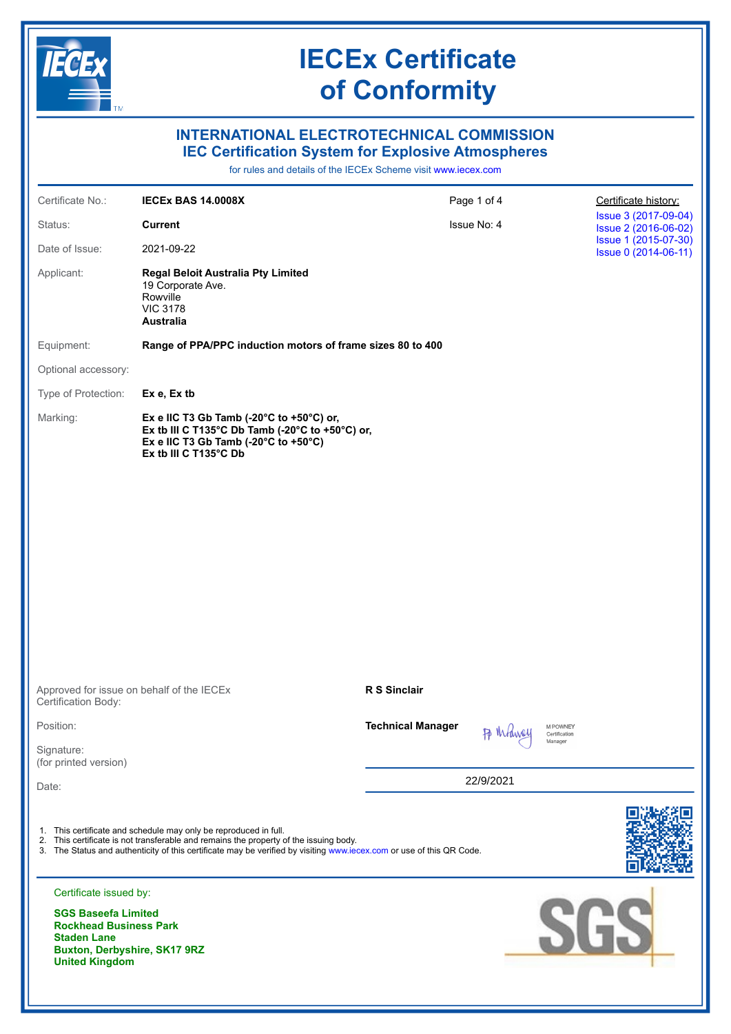# IECEx Certificate of Conformity

## INTERNATIONAL ELECTROTECHNICAL COMMISSION
## IEC Certification System for Explosive Atmospheres

for rules and details of the IECEx Scheme visit www.iecex.com

| | | | |
|---|---|---|---|
| Certificate No.: | **IECEx BAS 14.0008X** | Page 1 of 4 | Certificate history: |
| Status: | **Current** | Issue No: 4 | Issue 3 (2017-09-04) |
| Date of Issue: | 2021-09-22 | | Issue 2 (2016-06-02) |
| | | | Issue 1 (2015-07-30) |
| | | | Issue 0 (2014-06-11) |

Applicant: **Regal Beloit Australia Pty Limited**
19 Corporate Ave.
Rowville
VIC 3178
**Australia**

Equipment: **Range of PPA/PPC induction motors of frame sizes 80 to 400**

Optional accessory:

Type of Protection: **Ex e, Ex tb**

Marking:
**Ex e IIC T3 Gb Tamb (-20°C to +50°C) or,**
**Ex tb III C T135°C Db Tamb (-20°C to +50°C) or,**
**Ex e IIC T3 Gb Tamb (-20°C to +50°C)**
**Ex tb III C T135°C Db**

Approved for issue on behalf of the IECEx Certification Body: **R S Sinclair**

Position: **Technical Manager**

Signature: (for printed version)

Date: 22/9/2021

1. This certificate and schedule may only be reproduced in full.
2. This certificate is not transferable and remains the property of the issuing body.
3. The Status and authenticity of this certificate may be verified by visiting www.iecex.com or use of this QR Code.

Certificate issued by:

**SGS Baseefa Limited**
**Rockhead Business Park**
**Staden Lane**
**Buxton, Derbyshire, SK17 9RZ**
**United Kingdom**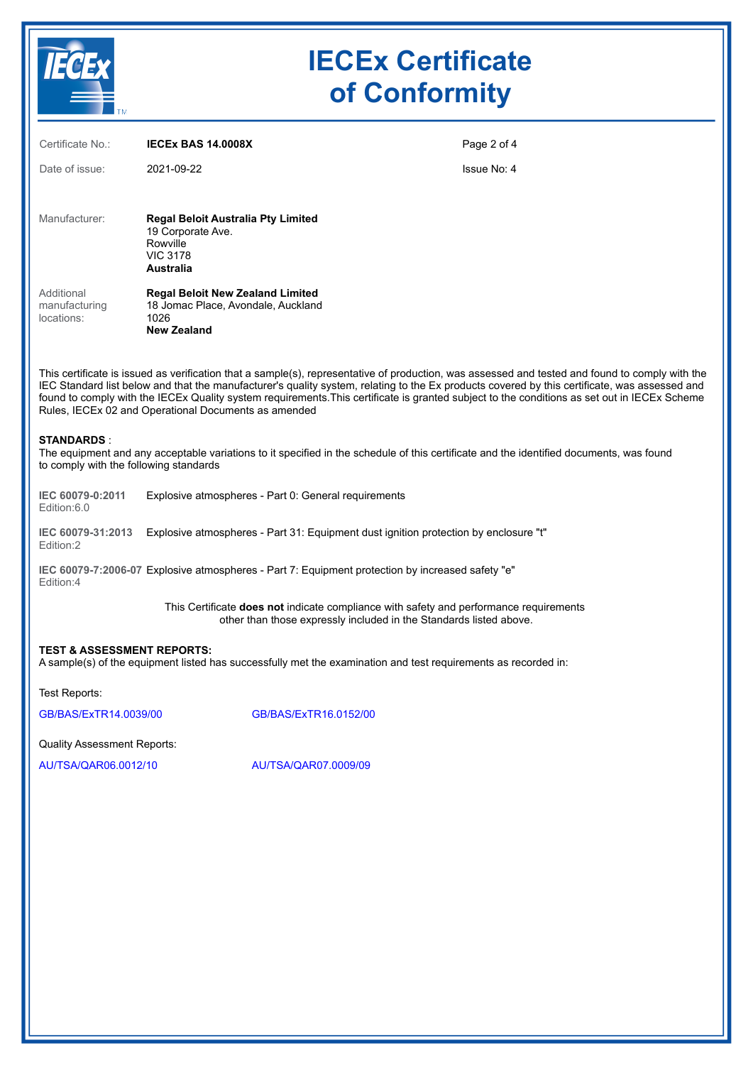# IECEx Certificate of Conformity

| | | |
|---|---|---|
| Certificate No.: | **IECEx BAS 14.0008X** | |
| Date of issue: | 2021-09-22 | Issue No: 4 |

Manufacturer: **Regal Beloit Australia Pty Limited**
19 Corporate Ave.
Rowville
VIC 3178
**Australia**

Additional manufacturing locations: **Regal Beloit New Zealand Limited**
18 Jomac Place, Avondale, Auckland
1026
**New Zealand**

This certificate is issued as verification that a sample(s), representative of production, was assessed and tested and found to comply with the IEC Standard list below and that the manufacturer's quality system, relating to the Ex products covered by this certificate, was assessed and found to comply with the IECEx Quality system requirements.This certificate is granted subject to the conditions as set out in IECEx Scheme Rules, IECEx 02 and Operational Documents as amended

**STANDARDS** :
The equipment and any acceptable variations to it specified in the schedule of this certificate and the identified documents, was found to comply with the following standards

| | |
|---|---|
| **IEC 60079-0:2011** Edition:6.0 | Explosive atmospheres - Part 0: General requirements |
| **IEC 60079-31:2013** Edition:2 | Explosive atmospheres - Part 31: Equipment dust ignition protection by enclosure "t" |
| **IEC 60079-7:2006-07** Edition:4 | Explosive atmospheres - Part 7: Equipment protection by increased safety "e" |

This Certificate **does not** indicate compliance with safety and performance requirements other than those expressly included in the Standards listed above.

**TEST & ASSESSMENT REPORTS:**
A sample(s) of the equipment listed has successfully met the examination and test requirements as recorded in:

Test Reports:

GB/BAS/ExTR14.0039/00 GB/BAS/ExTR16.0152/00

Quality Assessment Reports:

AU/TSA/QAR06.0012/10 AU/TSA/QAR07.0009/09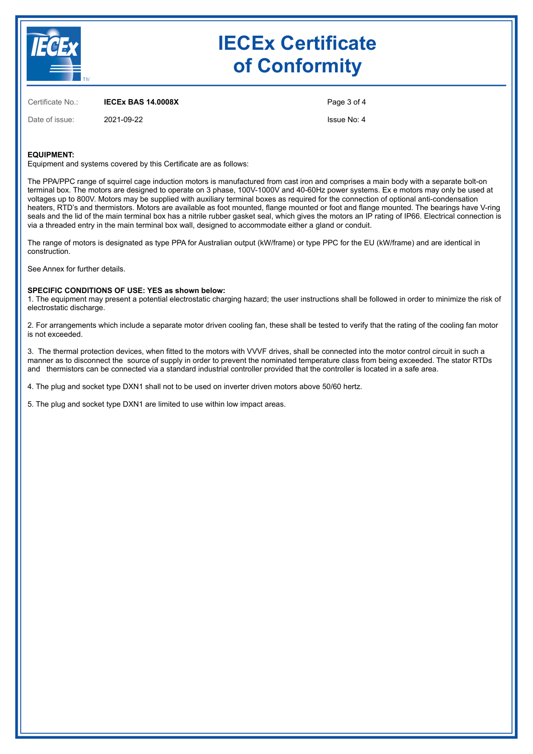# IECEx Certificate of Conformity

Certificate No.: **IECEx BAS 14.0008X**

Date of issue: 2021-09-22

Issue No: 4

**EQUIPMENT:**

Equipment and systems covered by this Certificate are as follows:

The PPA/PPC range of squirrel cage induction motors is manufactured from cast iron and comprises a main body with a separate bolt-on terminal box. The motors are designed to operate on 3 phase, 100V-1000V and 40-60Hz power systems. Ex e motors may only be used at voltages up to 800V. Motors may be supplied with auxiliary terminal boxes as required for the connection of optional anti-condensation heaters, RTD's and thermistors. Motors are available as foot mounted, flange mounted or foot and flange mounted. The bearings have V-ring seals and the lid of the main terminal box has a nitrile rubber gasket seal, which gives the motors an IP rating of IP66. Electrical connection is via a threaded entry in the main terminal box wall, designed to accommodate either a gland or conduit.

The range of motors is designated as type PPA for Australian output (kW/frame) or type PPC for the EU (kW/frame) and are identical in construction.

See Annex for further details.

**SPECIFIC CONDITIONS OF USE: YES as shown below:**

1. The equipment may present a potential electrostatic charging hazard; the user instructions shall be followed in order to minimize the risk of electrostatic discharge.

2. For arrangements which include a separate motor driven cooling fan, these shall be tested to verify that the rating of the cooling fan motor is not exceeded.

3. The thermal protection devices, when fitted to the motors with VVVF drives, shall be connected into the motor control circuit in such a manner as to disconnect the source of supply in order to prevent the nominated temperature class from being exceeded. The stator RTDs and thermistors can be connected via a standard industrial controller provided that the controller is located in a safe area.

4. The plug and socket type DXN1 shall not to be used on inverter driven motors above 50/60 hertz.

5. The plug and socket type DXN1 are limited to use within low impact areas.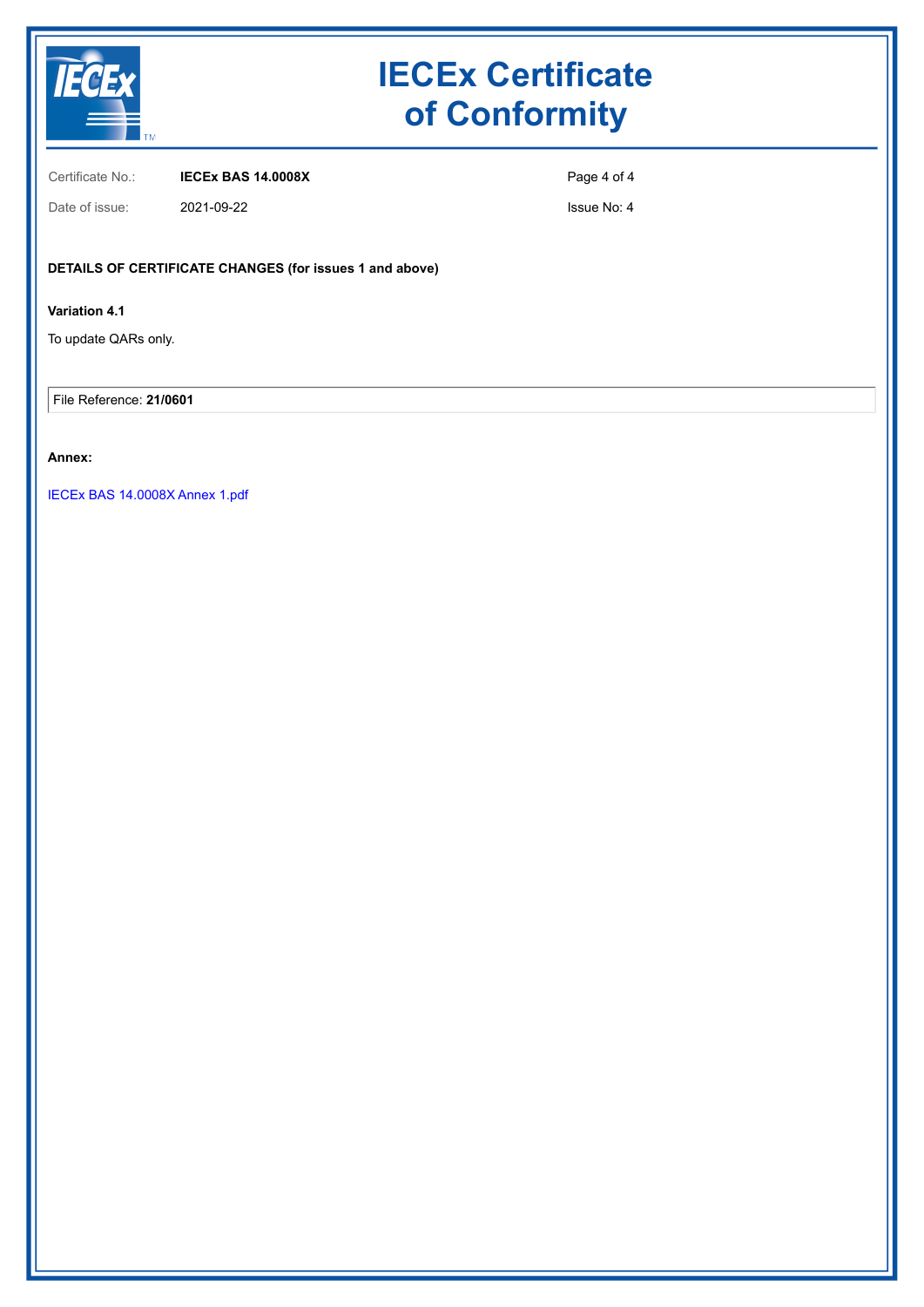# IECEx Certificate of Conformity

Certificate No.: **IECEx BAS 14.0008X**

Date of issue: 2021-09-22

Issue No: 4

**DETAILS OF CERTIFICATE CHANGES (for issues 1 and above)**

**Variation 4.1**

To update QARs only.

File Reference: **21/0601**

**Annex:**

IECEx BAS 14.0008X Annex 1.pdf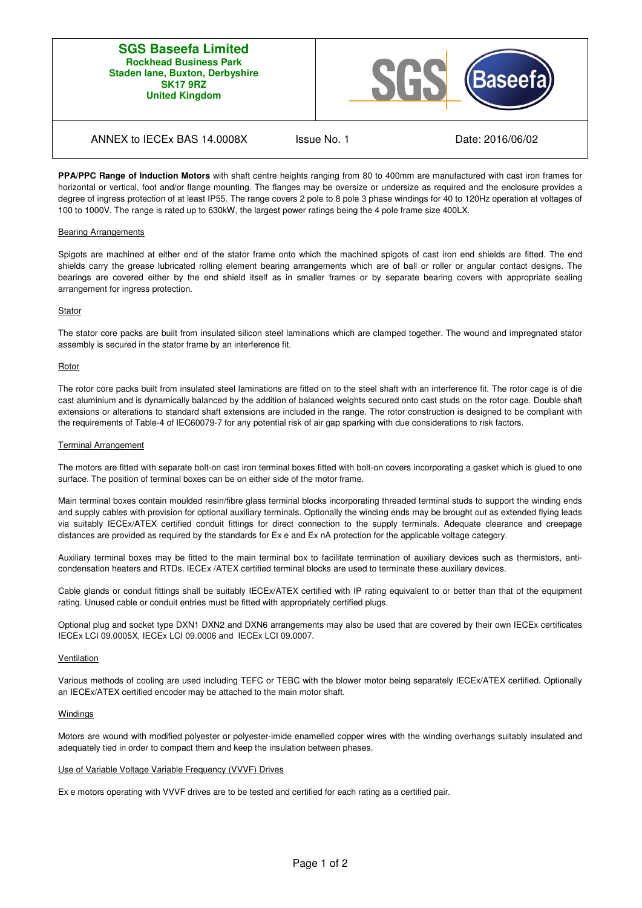| SGS Baseefa Limited<br>Rockhead Business Park<br>Staden lane, Buxton, Derbyshire<br>SK17 9RZ<br>United Kingdom | |
|---|---|
| ANNEX to IECEx BAS 14.0008X | Issue No. 1 | Date: 2016/06/02 |

**PPA/PPC Range of Induction Motors** with shaft centre heights ranging from 80 to 400mm are manufactured with cast iron frames for horizontal or vertical, foot and/or flange mounting. The flanges may be oversize or undersize as required and the enclosure provides a degree of ingress protection of at least IP55. The range covers 2 pole to 8 pole 3 phase windings for 40 to 120Hz operation at voltages of 100 to 1000V. The range is rated up to 630kW, the largest power ratings being the 4 pole frame size 400LX.

## Bearing Arrangements

Spigots are machined at either end of the stator frame onto which the machined spigots of cast iron end shields are fitted. The end shields carry the grease lubricated rolling element bearing arrangements which are of ball or roller or angular contact designs. The bearings are covered either by the end shield itself as in smaller frames or by separate bearing covers with appropriate sealing arrangement for ingress protection.

## Stator

The stator core packs are built from insulated silicon steel laminations which are clamped together. The wound and impregnated stator assembly is secured in the stator frame by an interference fit.

## Rotor

The rotor core packs built from insulated steel laminations are fitted on to the steel shaft with an interference fit. The rotor cage is of die cast aluminium and is dynamically balanced by the addition of balanced weights secured onto cast studs on the rotor cage. Double shaft extensions or alterations to standard shaft extensions are included in the range. The rotor construction is designed to be compliant with the requirements of Table-4 of IEC60079-7 for any potential risk of air gap sparking with due considerations to risk factors.

## Terminal Arrangement

The motors are fitted with separate bolt-on cast iron terminal boxes fitted with bolt-on covers incorporating a gasket which is glued to one surface. The position of terminal boxes can be on either side of the motor frame.

Main terminal boxes contain moulded resin/fibre glass terminal blocks incorporating threaded terminal studs to support the winding ends and supply cables with provision for optional auxiliary terminals. Optionally the winding ends may be brought out as extended flying leads via suitably IECEx/ATEX certified conduit fittings for direct connection to the supply terminals. Adequate clearance and creepage distances are provided as required by the standards for Ex e and Ex nA protection for the applicable voltage category.

Auxiliary terminal boxes may be fitted to the main terminal box to facilitate termination of auxiliary devices such as thermistors, anti-condensation heaters and RTDs. IECEx /ATEX certified terminal blocks are used to terminate these auxiliary devices.

Cable glands or conduit fittings shall be suitably IECEx/ATEX certified with IP rating equivalent to or better than that of the equipment rating. Unused cable or conduit entries must be fitted with appropriately certified plugs.

Optional plug and socket type DXN1 DXN2 and DXN6 arrangements may also be used that are covered by their own IECEx certificates IECEx LCI 09.0005X, IECEx LCI 09.0006 and IECEx LCI 09.0007.

## Ventilation

Various methods of cooling are used including TEFC or TEBC with the blower motor being separately IECEx/ATEX certified. Optionally an IECEx/ATEX certified encoder may be attached to the main motor shaft.

## Windings

Motors are wound with modified polyester or polyester-imide enamelled copper wires with the winding overhangs suitably insulated and adequately tied in order to compact them and keep the insulation between phases.

## Use of Variable Voltage Variable Frequency (VVVF) Drives

Ex e motors operating with VVVF drives are to be tested and certified for each rating as a certified pair.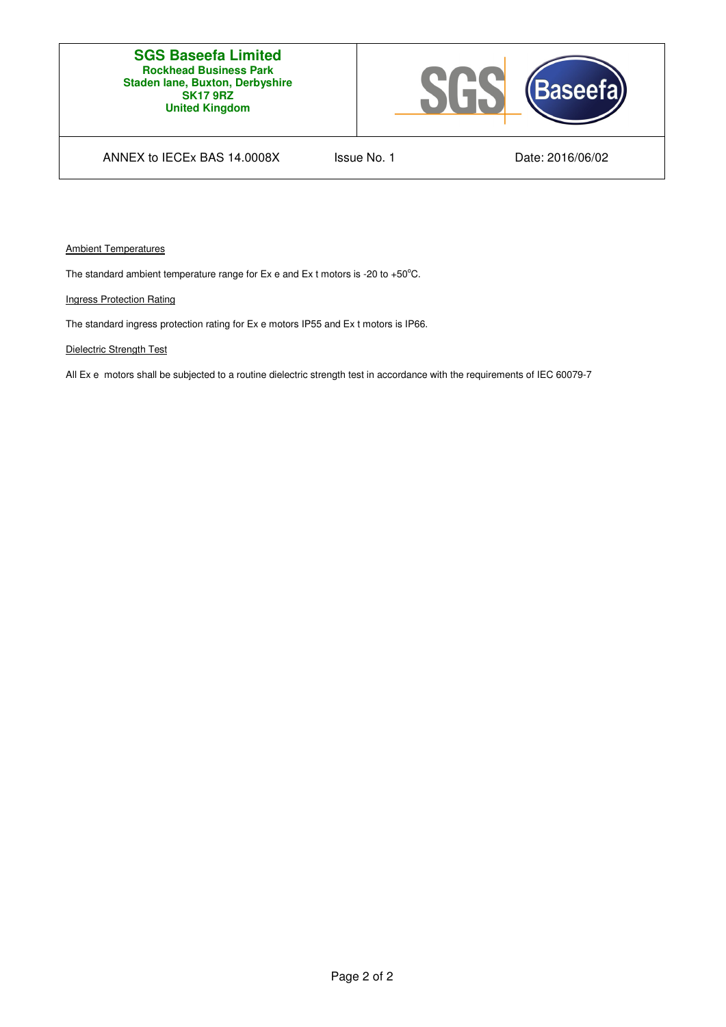Ambient Temperatures

The standard ambient temperature range for Ex e and Ex t motors is -20 to +50°C.

Ingress Protection Rating

The standard ingress protection rating for Ex e motors IP55 and Ex t motors is IP66.

Dielectric Strength Test

All Ex e motors shall be subjected to a routine dielectric strength test in accordance with the requirements of IEC 60079-7